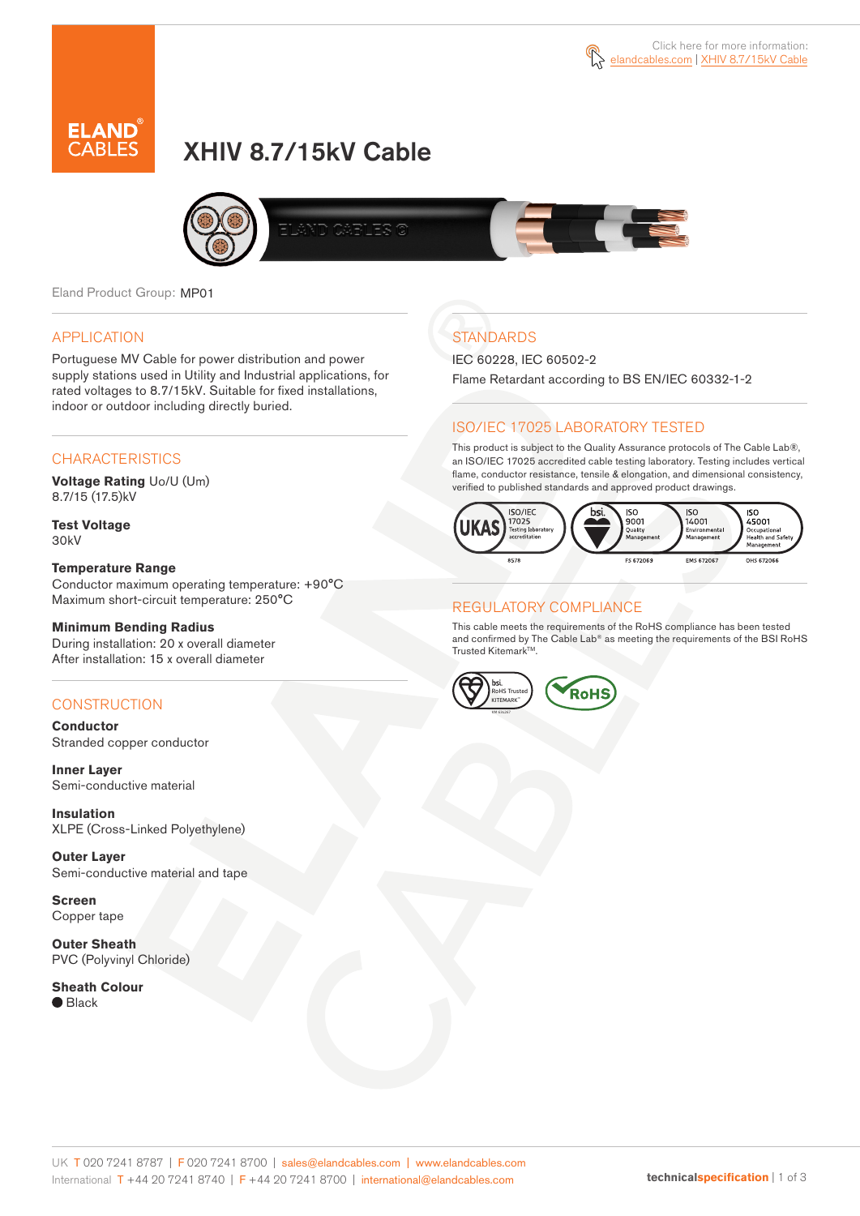Click here for more information: elandcables.com | XHIV 8.7/15kV Cable

# XHIV 8.7/15kV Cable

Eland Product Group: MP01

## APPLICATION

Portuguese MV Cable for power distribution and power supply stations used in Utility and Industrial applications, for rated voltages to 8.7/15kV. Suitable for fixed installations, indoor or outdoor including directly buried.

## CHARACTERISTICS

**Voltage Rating** Uo/U (Um)
8.7/15 (17.5)kV

**Test Voltage**
30kV

**Temperature Range**
Conductor maximum operating temperature: +90°C
Maximum short-circuit temperature: 250°C

**Minimum Bending Radius**
During installation: 20 x overall diameter
After installation: 15 x overall diameter

## CONSTRUCTION

**Conductor**
Stranded copper conductor

**Inner Layer**
Semi-conductive material

**Insulation**
XLPE (Cross-Linked Polyethylene)

**Outer Layer**
Semi-conductive material and tape

**Screen**
Copper tape

**Outer Sheath**
PVC (Polyvinyl Chloride)

**Sheath Colour**
● Black

## STANDARDS

IEC 60228, IEC 60502-2
Flame Retardant according to BS EN/IEC 60332-1-2

## ISO/IEC 17025 LABORATORY TESTED

This product is subject to the Quality Assurance protocols of The Cable Lab®, an ISO/IEC 17025 accredited cable testing laboratory. Testing includes vertical flame, conductor resistance, tensile & elongation, and dimensional consistency, verified to published standards and approved product drawings.

UKAS ISO/IEC 17025 Testing laboratory accreditation 8578 | bsi ISO 9001 Quality Management FS 672069 | ISO 14001 Environmental Management EMS 672067 | ISO 45001 Occupational Health and Safety Management OHS 672066

## REGULATORY COMPLIANCE

This cable meets the requirements of the RoHS compliance has been tested and confirmed by The Cable Lab® as meeting the requirements of the BSI RoHS Trusted Kitemark™.

bsi RoHS Trusted KITEMARK™ | RoHS

UK T 020 7241 8787 | F 020 7241 8700 | sales@elandcables.com | www.elandcables.com
International T +44 20 7241 8740 | F +44 20 7241 8700 | international@elandcables.com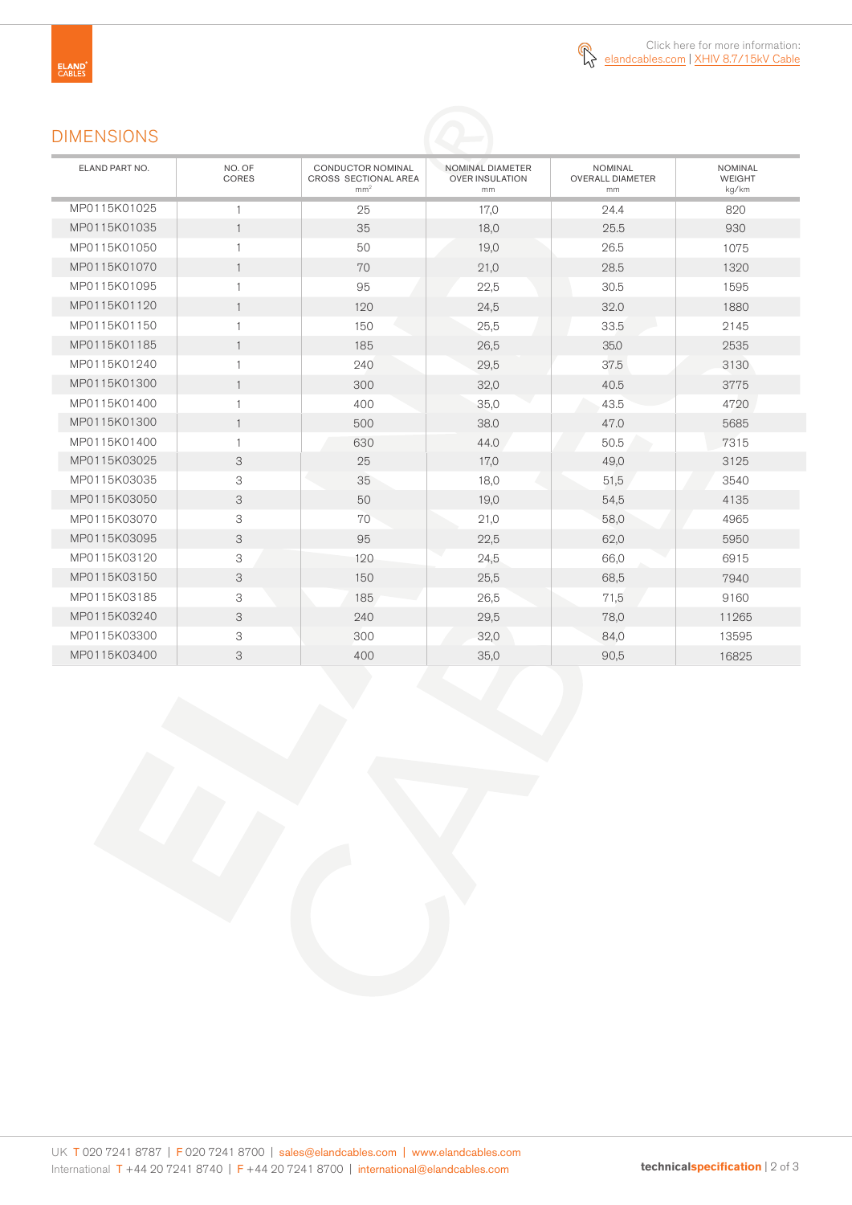Click here for more information: elandcables.com | XHIV 8.7/15kV Cable

## DIMENSIONS

| ELAND PART NO. | NO. OF CORES | CONDUCTOR NOMINAL CROSS SECTIONAL AREA mm² | NOMINAL DIAMETER OVER INSULATION mm | NOMINAL OVERALL DIAMETER mm | NOMINAL WEIGHT kg/km |
|---|---|---|---|---|---|
| MP0115K01025 | 1 | 25 | 17,0 | 24.4 | 820 |
| MP0115K01035 | 1 | 35 | 18,0 | 25.5 | 930 |
| MP0115K01050 | 1 | 50 | 19,0 | 26.5 | 1075 |
| MP0115K01070 | 1 | 70 | 21,0 | 28.5 | 1320 |
| MP0115K01095 | 1 | 95 | 22,5 | 30.5 | 1595 |
| MP0115K01120 | 1 | 120 | 24,5 | 32.0 | 1880 |
| MP0115K01150 | 1 | 150 | 25,5 | 33.5 | 2145 |
| MP0115K01185 | 1 | 185 | 26,5 | 35.0 | 2535 |
| MP0115K01240 | 1 | 240 | 29,5 | 37.5 | 3130 |
| MP0115K01300 | 1 | 300 | 32,0 | 40.5 | 3775 |
| MP0115K01400 | 1 | 400 | 35,0 | 43.5 | 4720 |
| MP0115K01300 | 1 | 500 | 38.0 | 47.0 | 5685 |
| MP0115K01400 | 1 | 630 | 44.0 | 50.5 | 7315 |
| MP0115K03025 | 3 | 25 | 17,0 | 49,0 | 3125 |
| MP0115K03035 | 3 | 35 | 18,0 | 51,5 | 3540 |
| MP0115K03050 | 3 | 50 | 19,0 | 54,5 | 4135 |
| MP0115K03070 | 3 | 70 | 21,0 | 58,0 | 4965 |
| MP0115K03095 | 3 | 95 | 22,5 | 62,0 | 5950 |
| MP0115K03120 | 3 | 120 | 24,5 | 66,0 | 6915 |
| MP0115K03150 | 3 | 150 | 25,5 | 68,5 | 7940 |
| MP0115K03185 | 3 | 185 | 26,5 | 71,5 | 9160 |
| MP0115K03240 | 3 | 240 | 29,5 | 78,0 | 11265 |
| MP0115K03300 | 3 | 300 | 32,0 | 84,0 | 13595 |
| MP0115K03400 | 3 | 400 | 35,0 | 90,5 | 16825 |

UK T 020 7241 8787 | F 020 7241 8700 | sales@elandcables.com | www.elandcables.com
International T +44 20 7241 8740 | F +44 20 7241 8700 | international@elandcables.com

**technicalspecification**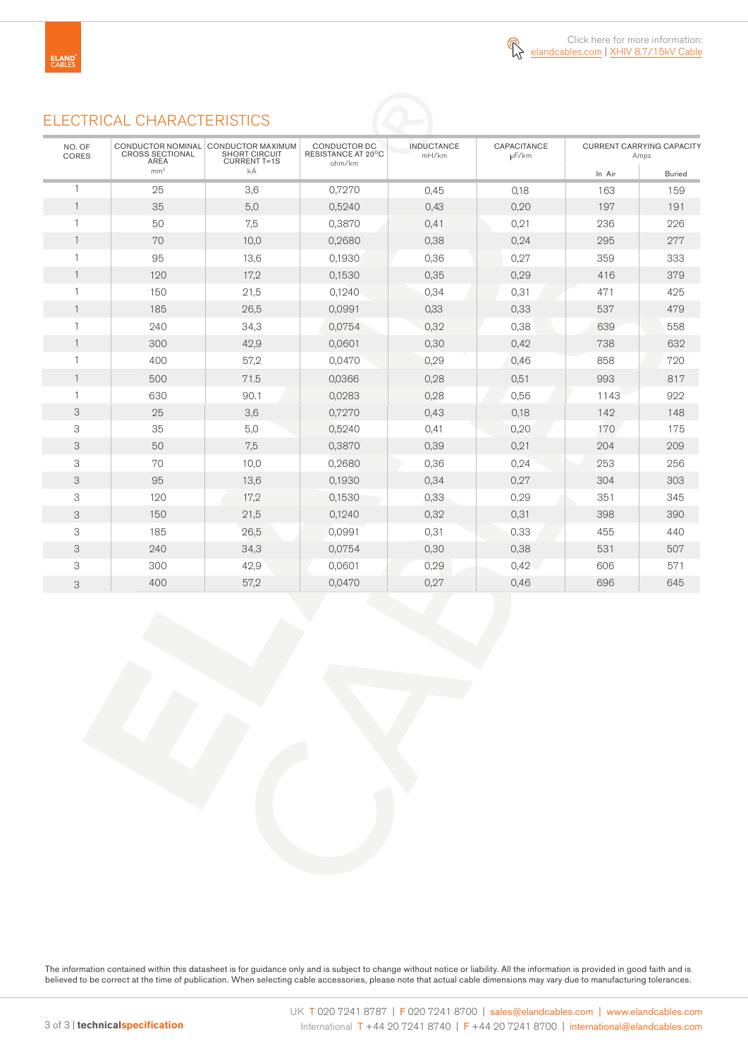Click here for more information: elandcables.com | XHIV 8.7/15kV Cable

## ELECTRICAL CHARACTERISTICS

| NO. OF CORES | CONDUCTOR NOMINAL CROSS SECTIONAL AREA mm$^2$ | CONDUCTOR MAXIMUM SHORT CIRCUIT CURRENT T=1S kA | CONDUCTOR DC RESISTANCE AT 20$^{O}$C ohm/km | INDUCTANCE mH/km | CAPACITANCE μF/km | CURRENT CARRYING CAPACITY Amps | |
|---|---|---|---|---|---|---|---|
| | | | | | | In Air | Buried |
| 1 | 25 | 3,6 | 0,7270 | 0,45 | 0,18 | 163 | 159 |
| 1 | 35 | 5,0 | 0,5240 | 0,43 | 0,20 | 197 | 191 |
| 1 | 50 | 7,5 | 0,3870 | 0,41 | 0,21 | 236 | 226 |
| 1 | 70 | 10,0 | 0,2680 | 0,38 | 0,24 | 295 | 277 |
| 1 | 95 | 13,6 | 0,1930 | 0,36 | 0,27 | 359 | 333 |
| 1 | 120 | 17,2 | 0,1530 | 0,35 | 0,29 | 416 | 379 |
| 1 | 150 | 21,5 | 0,1240 | 0,34 | 0,31 | 471 | 425 |
| 1 | 185 | 26,5 | 0,0991 | 0,33 | 0,33 | 537 | 479 |
| 1 | 240 | 34,3 | 0,0754 | 0,32 | 0,38 | 639 | 558 |
| 1 | 300 | 42,9 | 0,0601 | 0,30 | 0,42 | 738 | 632 |
| 1 | 400 | 57,2 | 0,0470 | 0,29 | 0,46 | 858 | 720 |
| 1 | 500 | 71.5 | 0,0366 | 0,28 | 0,51 | 993 | 817 |
| 1 | 630 | 90.1 | 0,0283 | 0,28 | 0,56 | 1143 | 922 |
| 3 | 25 | 3,6 | 0,7270 | 0,43 | 0,18 | 142 | 148 |
| 3 | 35 | 5,0 | 0,5240 | 0,41 | 0,20 | 170 | 175 |
| 3 | 50 | 7,5 | 0,3870 | 0,39 | 0,21 | 204 | 209 |
| 3 | 70 | 10,0 | 0,2680 | 0,36 | 0,24 | 253 | 256 |
| 3 | 95 | 13,6 | 0,1930 | 0,34 | 0,27 | 304 | 303 |
| 3 | 120 | 17,2 | 0,1530 | 0,33 | 0,29 | 351 | 345 |
| 3 | 150 | 21,5 | 0,1240 | 0,32 | 0,31 | 398 | 390 |
| 3 | 185 | 26,5 | 0,0991 | 0,31 | 0,33 | 455 | 440 |
| 3 | 240 | 34,3 | 0,0754 | 0,30 | 0,38 | 531 | 507 |
| 3 | 300 | 42,9 | 0,0601 | 0,29 | 0,42 | 606 | 571 |
| 3 | 400 | 57,2 | 0,0470 | 0,27 | 0,46 | 696 | 645 |

The information contained within this datasheet is for guidance only and is subject to change without notice or liability. All the information is provided in good faith and is believed to be correct at the time of publication. When selecting cable accessories, please note that actual cable dimensions may vary due to manufacturing tolerances.

UK T 020 7241 8787 | F 020 7241 8700 | sales@elandcables.com | www.elandcables.com
International T +44 20 7241 8740 | F +44 20 7241 8700 | international@elandcables.com